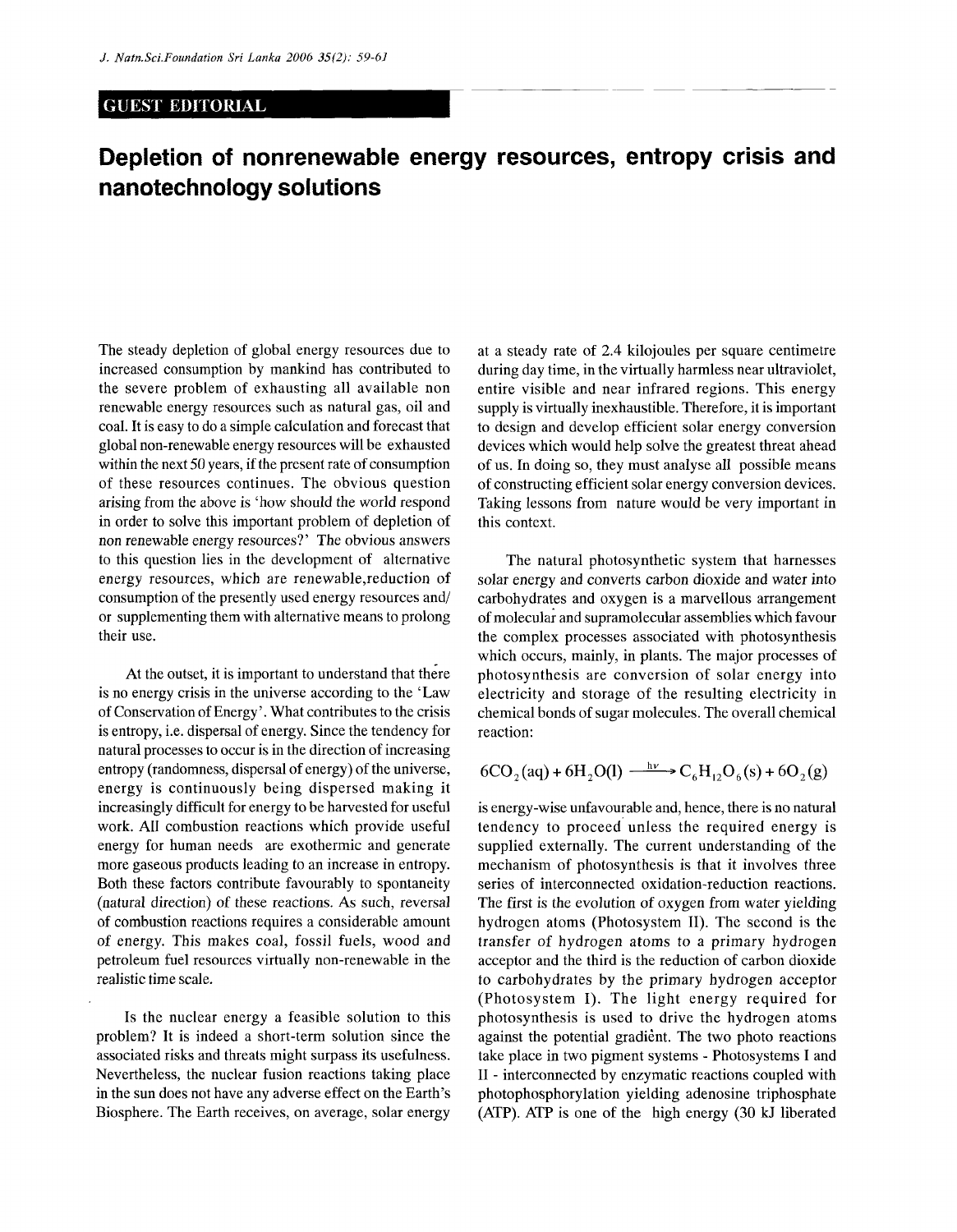GUEST EDITORIAL

# Depletion of nonrenewable energy resources, entropy crisis and nanotechnology solutions

The steady depletion of global energy resources due to increased consumption by mankind has contributed to the severe problem of exhausting all available non renewable energy resources such as natural gas, oil and coal. It is easy to do a simple calculation and forecast that global non-renewable energy resources will be exhausted within the next 50 years, if the present rate of consumption of these resources continues. The obvious question arising from the above is 'how should the world respond in order to solve this important problem of depletion of non renewable energy resources?' The obvious answers to this question lies in the development of alternative energy resources, which are renewable,reduction of consumption of the presently used energy resources and/ or supplementing them with alternative means to prolong their use.

At the outset, it is important to understand that there is no energy crisis in the universe according to the 'Law of Conservation of Energy'. What contributes to the crisis is entropy, i.e. dispersal of energy. Since the tendency for natural processes to occur is in the direction of increasing entropy (randomness, dispersal of energy) of the universe, energy is continuously being dispersed making it increasingly difficult for energy to be harvested for useful work. All combustion reactions which provide useful energy for human needs are exothermic and generate more gaseous products leading to an increase in entropy. Both these factors contribute favourably to spontaneity (natural direction) of these reactions. As such, reversal of combustion reactions requires a considerable amount of energy. This makes coal, fossil fuels, wood and petroleum fuel resources virtually non-renewable in the realistic time scale.

Is the nuclear energy a feasible solution to this problem? It is indeed a short-term solution since the associated risks and threats might surpass its usefulness. Nevertheless, the nuclear fusion reactions taking place in the sun does not have any adverse effect on the Earth's Biosphere. The Earth receives, on average, solar energy at a steady rate of 2.4 kilojoules per square centimetre during day time, in the virtually harmless near ultraviolet, entire visible and near infrared regions. This energy supply is virtually inexhaustible. Therefore, it is important to design and develop efficient solar energy conversion devices which would help solve the greatest threat ahead of us. In doing so, they must analyse all possible means of constructing efficient solar energy conversion devices. Taking lessons from nature would be very important in this context.

The natural photosynthetic system that harnesses solar energy and converts carbon dioxide and water into carbohydrates and oxygen is a marvellous arrangement of molecular and supramolecular assemblies which favour the complex processes associated with photosynthesis which occurs, mainly, in plants. The major processes of photosynthesis are conversion of solar energy into electricity and storage of the resulting electricity in chemical bonds of sugar molecules. The overall chemical reaction:

$$6CO_2(aq) + 6H_2O(l) \xrightarrow{h\nu} C_6H_{12}O_6(s) + 6O_2(g)$$

is energy-wise unfavourable and, hence, there is no natural tendency to proceed unless the required energy is supplied externally. The current understanding of the mechanism of photosynthesis is that it involves three series of interconnected oxidation-reduction reactions. The first is the evolution of oxygen from water yielding hydrogen atoms (Photosystem II). The second is the transfer of hydrogen atoms to a primary hydrogen acceptor and the third is the reduction of carbon dioxide to carbohydrates by the primary hydrogen acceptor (Photosystem I). The light energy required for photosynthesis is used to drive the hydrogen atoms against the potential gradient. The two photo reactions take place in two pigment systems - Photosystems I and II - interconnected by enzymatic reactions coupled with photophosphorylation yielding adenosine triphosphate (ATP). ATP is one of the high energy (30 kJ liberated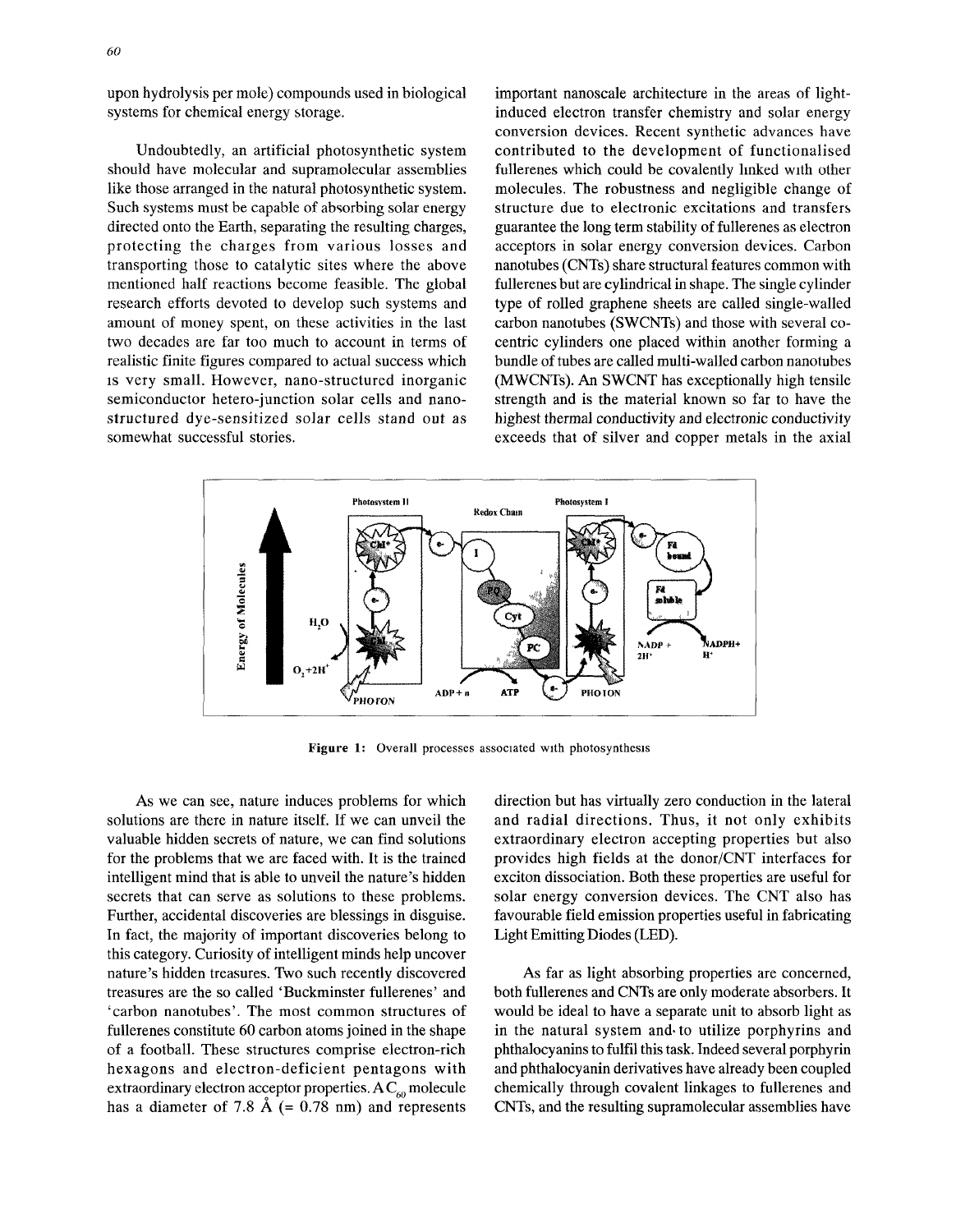upon hydrolysis per mole) compounds used in biological systems for chemical energy storage.

Undoubtedly, an artificial photosynthetic system should have molecular and supramolecular assemblies like those arranged in the natural photosynthetic system. Such systems must be capable of absorbing solar energy directed onto the Earth, separating the resulting charges, protecting the charges from various losses and transporting those to catalytic sites where the above mentioned half reactions become feasible. The global research efforts devoted to develop such systems and amount of money spent, on these activities in the last two decades are far too much to account in terms of realistic finite figures compared to actual success which is very small. However, nano-structured inorganic semiconductor hetero-junction solar cells and nano-structured dye-sensitized solar cells stand out as somewhat successful stories.

important nanoscale architecture in the areas of light-induced electron transfer chemistry and solar energy conversion devices. Recent synthetic advances have contributed to the development of functionalised fullerenes which could be covalently linked with other molecules. The robustness and negligible change of structure due to electronic excitations and transfers guarantee the long term stability of fullerenes as electron acceptors in solar energy conversion devices. Carbon nanotubes (CNTs) share structural features common with fullerenes but are cylindrical in shape. The single cylinder type of rolled graphene sheets are called single-walled carbon nanotubes (SWCNTs) and those with several co-centric cylinders one placed within another forming a bundle of tubes are called multi-walled carbon nanotubes (MWCNTs). An SWCNT has exceptionally high tensile strength and is the material known so far to have the highest thermal conductivity and electronic conductivity exceeds that of silver and copper metals in the axial direction but has virtually zero conduction in the lateral and radial directions. Thus, it not only exhibits extraordinary electron accepting properties but also provides high fields at the donor/CNT interfaces for exciton dissociation. Both these properties are useful for solar energy conversion devices. The CNT also has favourable field emission properties useful in fabricating Light Emitting Diodes (LED).

**Figure 1:** Overall processes associated with photosynthesis

As we can see, nature induces problems for which solutions are there in nature itself. If we can unveil the valuable hidden secrets of nature, we can find solutions for the problems that we are faced with. It is the trained intelligent mind that is able to unveil the nature's hidden secrets that can serve as solutions to these problems. Further, accidental discoveries are blessings in disguise. In fact, the majority of important discoveries belong to this category. Curiosity of intelligent minds help uncover nature's hidden treasures. Two such recently discovered treasures are the so called 'Buckminster fullerenes' and 'carbon nanotubes'. The most common structures of fullerenes constitute 60 carbon atoms joined in the shape of a football. These structures comprise electron-rich hexagons and electron-deficient pentagons with extraordinary electron acceptor properties. A $C_{60}$ molecule has a diameter of 7.8 Å (= 0.78 nm) and represents

As far as light absorbing properties are concerned, both fullerenes and CNTs are only moderate absorbers. It would be ideal to have a separate unit to absorb light as in the natural system and to utilize porphyrins and phthalocyanins to fulfil this task. Indeed several porphyrin and phthalocyanin derivatives have already been coupled chemically through covalent linkages to fullerenes and CNTs, and the resulting supramolecular assemblies have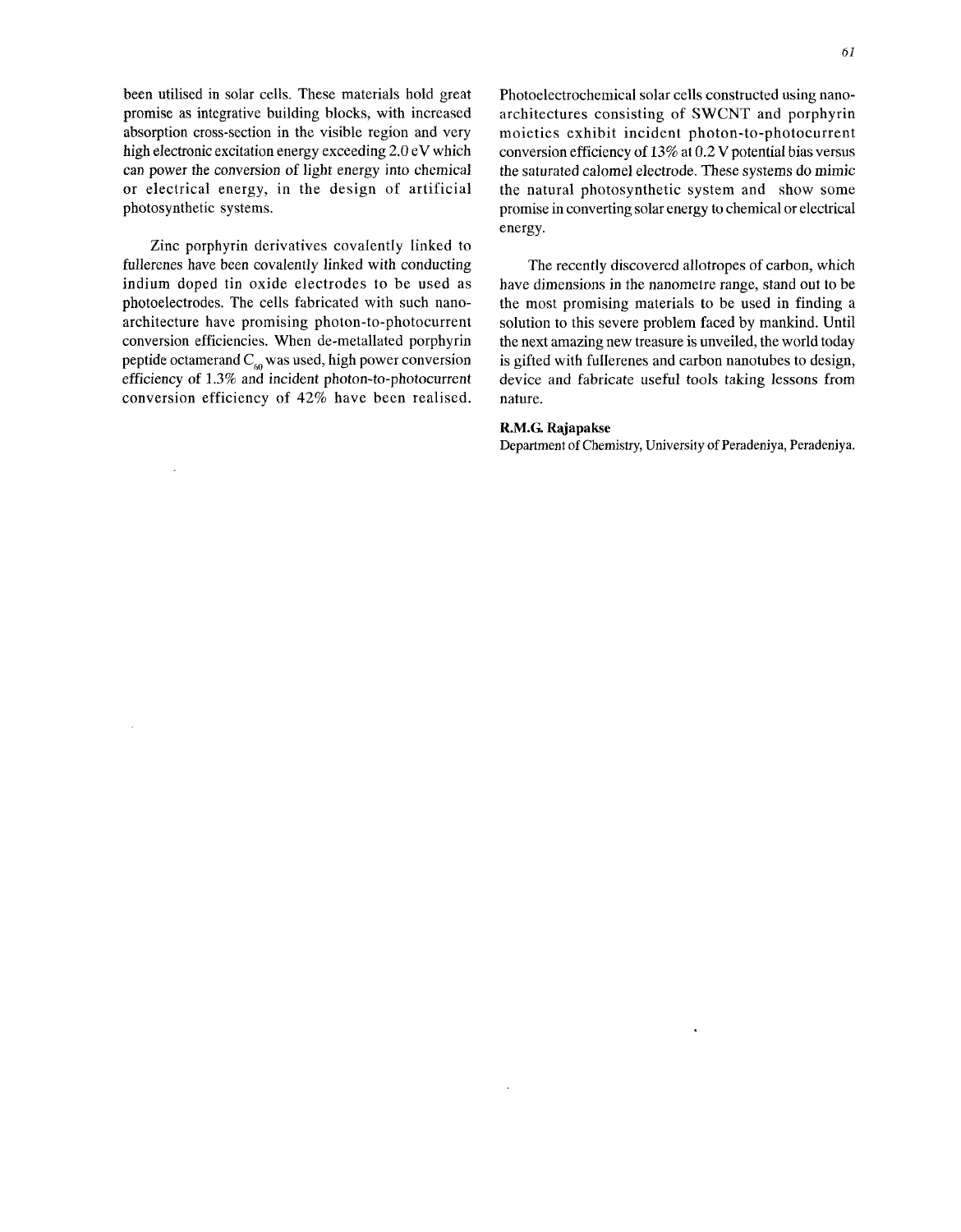been utilised in solar cells. These materials hold great promise as integrative building blocks, with increased absorption cross-section in the visible region and very high electronic excitation energy exceeding 2.0 eV which can power the conversion of light energy into chemical or electrical energy, in the design of artificial photosynthetic systems.

Zinc porphyrin derivatives covalently linked to fullerenes have been covalently linked with conducting indium doped tin oxide electrodes to be used as photoelectrodes. The cells fabricated with such nano-architecture have promising photon-to-photocurrent conversion efficiencies. When de-metallated porphyrin peptide octamerand $C_{60}$ was used, high power conversion efficiency of 1.3% and incident photon-to-photocurrent conversion efficiency of 42% have been realised. Photoelectrochemical solar cells constructed using nano-architectures consisting of SWCNT and porphyrin moieties exhibit incident photon-to-photocurrent conversion efficiency of 13% at 0.2 V potential bias versus the saturated calomel electrode. These systems do mimic the natural photosynthetic system and show some promise in converting solar energy to chemical or electrical energy.

The recently discovered allotropes of carbon, which have dimensions in the nanometre range, stand out to be the most promising materials to be used in finding a solution to this severe problem faced by mankind. Until the next amazing new treasure is unveiled, the world today is gifted with fullerenes and carbon nanotubes to design, device and fabricate useful tools taking lessons from nature.

**R.M.G. Rajapakse**
Department of Chemistry, University of Peradeniya, Peradeniya.